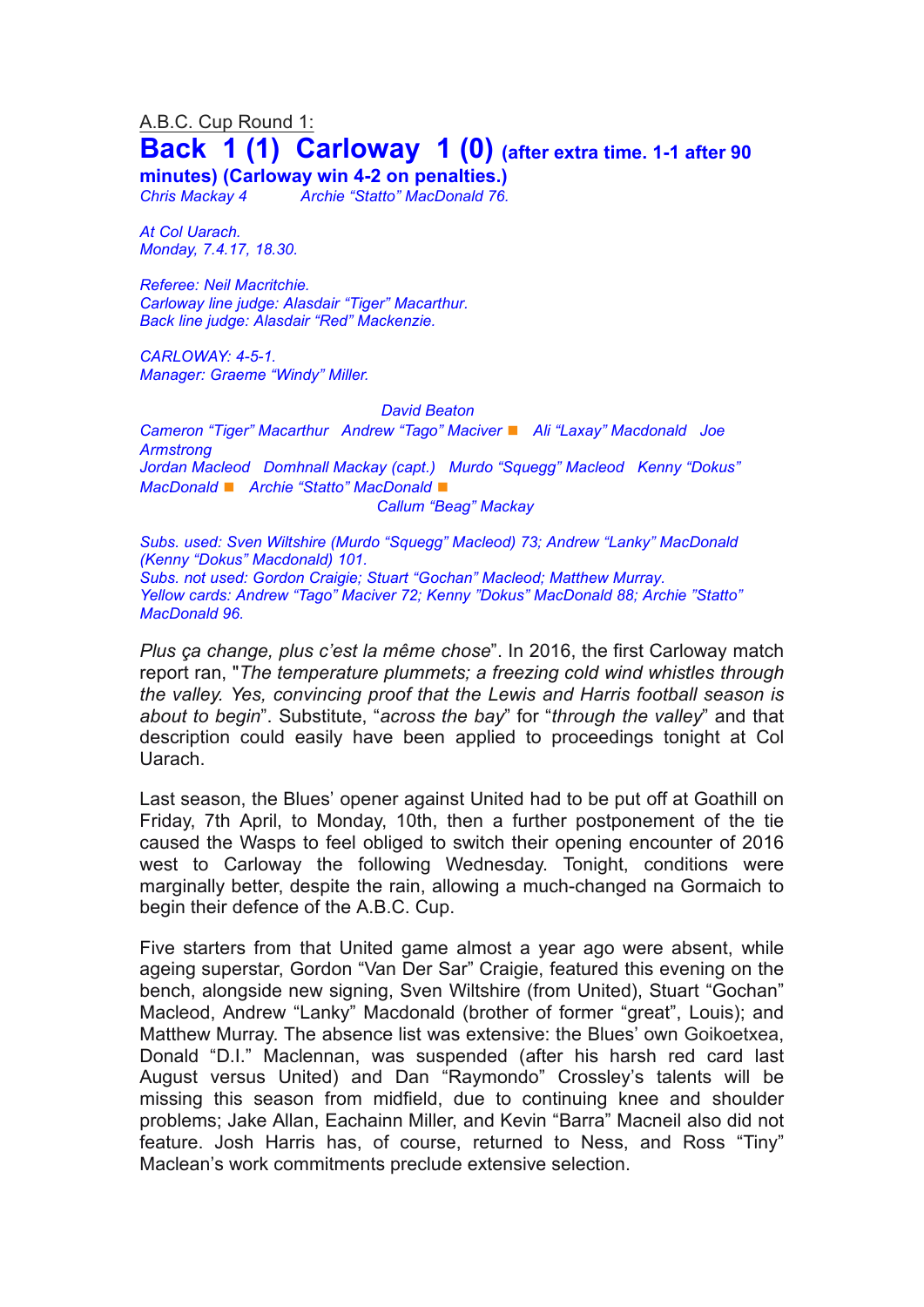A.B.C. Cup Round 1:

# Back 1 (1) Carloway 1 (0) (after extra time. 1-1 after 90 minutes) (Carloway win 4-2 on penalties.)

*Chris Mackay 4*　　　*Archie "Statto" MacDonald 76.*

*At Col Uarach.*
*Monday, 7.4.17, 18.30.*

*Referee: Neil Macritchie.*
*Carloway line judge: Alasdair "Tiger" Macarthur.*
*Back line judge: Alasdair "Red" Mackenzie.*

*CARLOWAY: 4-5-1.*
*Manager: Graeme "Windy" Miller.*

*David Beaton*

*Cameron "Tiger" Macarthur　Andrew "Tago" Maciver ■　Ali "Laxay" Macdonald　Joe Armstrong*

*Jordan Macleod　Domhnall Mackay (capt.)　Murdo "Squegg" Macleod　Kenny "Dokus" MacDonald ■　Archie "Statto" MacDonald ■*

*Callum "Beag" Mackay*

*Subs. used: Sven Wiltshire (Murdo "Squegg" Macleod) 73; Andrew "Lanky" MacDonald (Kenny "Dokus" Macdonald) 101.*
*Subs. not used: Gordon Craigie; Stuart "Gochan" Macleod; Matthew Murray.*
*Yellow cards: Andrew "Tago" Maciver 72; Kenny "Dokus" MacDonald 88; Archie "Statto" MacDonald 96.*

*Plus ça change, plus c'est la même chose*". In 2016, the first Carloway match report ran, "*The temperature plummets; a freezing cold wind whistles through the valley. Yes, convincing proof that the Lewis and Harris football season is about to begin*". Substitute, "*across the bay*" for "*through the valley*" and that description could easily have been applied to proceedings tonight at Col Uarach.

Last season, the Blues' opener against United had to be put off at Goathill on Friday, 7th April, to Monday, 10th, then a further postponement of the tie caused the Wasps to feel obliged to switch their opening encounter of 2016 west to Carloway the following Wednesday. Tonight, conditions were marginally better, despite the rain, allowing a much-changed na Gormaich to begin their defence of the A.B.C. Cup.

Five starters from that United game almost a year ago were absent, while ageing superstar, Gordon "Van Der Sar" Craigie, featured this evening on the bench, alongside new signing, Sven Wiltshire (from United), Stuart "Gochan" Macleod, Andrew "Lanky" Macdonald (brother of former "great", Louis); and Matthew Murray. The absence list was extensive: the Blues' own Goikoetxea, Donald "D.I." Maclennan, was suspended (after his harsh red card last August versus United) and Dan "Raymondo" Crossley's talents will be missing this season from midfield, due to continuing knee and shoulder problems; Jake Allan, Eachainn Miller, and Kevin "Barra" Macneil also did not feature. Josh Harris has, of course, returned to Ness, and Ross "Tiny" Maclean's work commitments preclude extensive selection.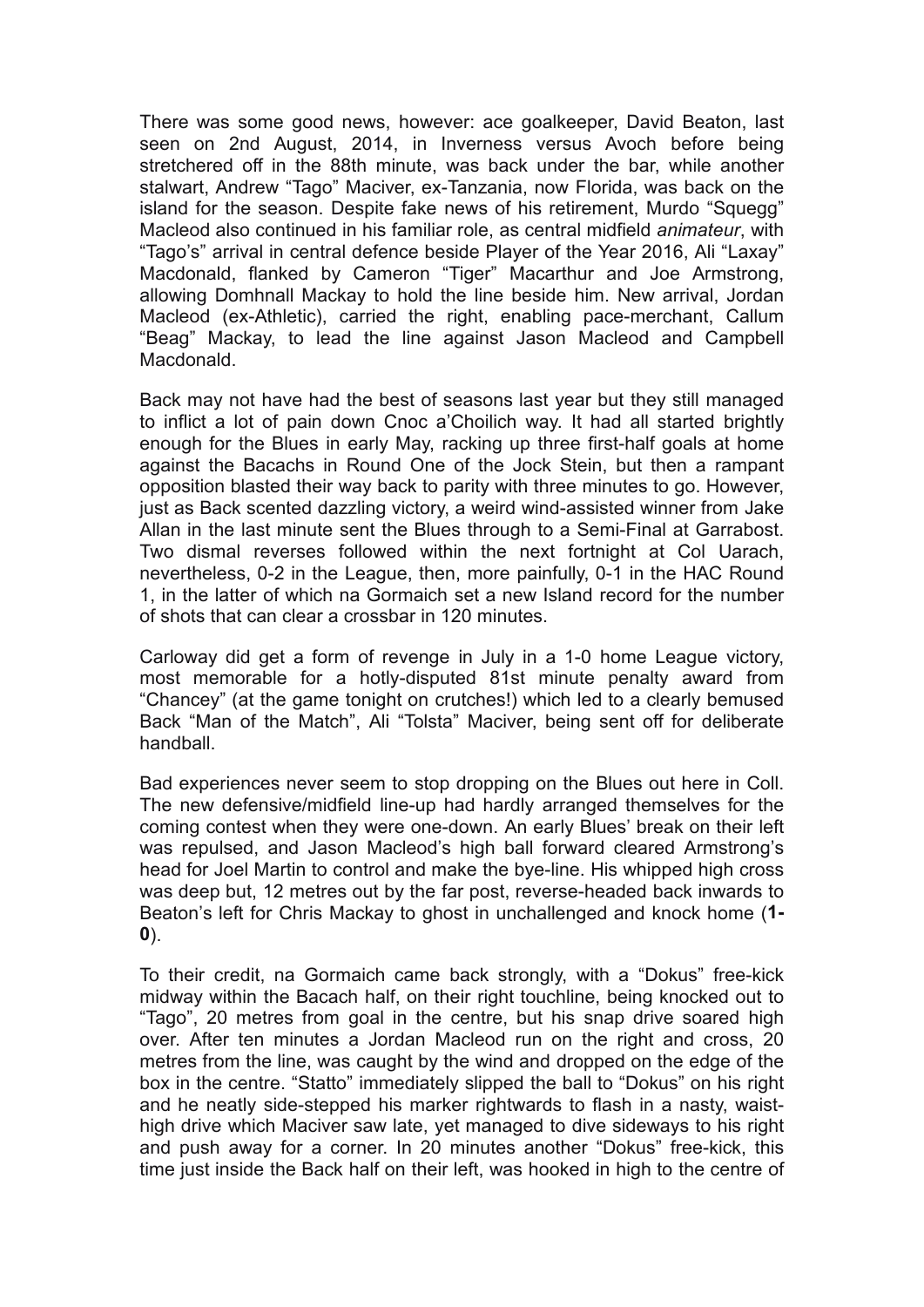There was some good news, however: ace goalkeeper, David Beaton, last seen on 2nd August, 2014, in Inverness versus Avoch before being stretchered off in the 88th minute, was back under the bar, while another stalwart, Andrew "Tago" Maciver, ex-Tanzania, now Florida, was back on the island for the season. Despite fake news of his retirement, Murdo "Squegg" Macleod also continued in his familiar role, as central midfield *animateur*, with "Tago's" arrival in central defence beside Player of the Year 2016, Ali "Laxay" Macdonald, flanked by Cameron "Tiger" Macarthur and Joe Armstrong, allowing Domhnall Mackay to hold the line beside him. New arrival, Jordan Macleod (ex-Athletic), carried the right, enabling pace-merchant, Callum "Beag" Mackay, to lead the line against Jason Macleod and Campbell Macdonald.

Back may not have had the best of seasons last year but they still managed to inflict a lot of pain down Cnoc a'Choilich way. It had all started brightly enough for the Blues in early May, racking up three first-half goals at home against the Bacachs in Round One of the Jock Stein, but then a rampant opposition blasted their way back to parity with three minutes to go. However, just as Back scented dazzling victory, a weird wind-assisted winner from Jake Allan in the last minute sent the Blues through to a Semi-Final at Garrabost. Two dismal reverses followed within the next fortnight at Col Uarach, nevertheless, 0-2 in the League, then, more painfully, 0-1 in the HAC Round 1, in the latter of which na Gormaich set a new Island record for the number of shots that can clear a crossbar in 120 minutes.

Carloway did get a form of revenge in July in a 1-0 home League victory, most memorable for a hotly-disputed 81st minute penalty award from "Chancey" (at the game tonight on crutches!) which led to a clearly bemused Back "Man of the Match", Ali "Tolsta" Maciver, being sent off for deliberate handball.

Bad experiences never seem to stop dropping on the Blues out here in Coll. The new defensive/midfield line-up had hardly arranged themselves for the coming contest when they were one-down. An early Blues' break on their left was repulsed, and Jason Macleod's high ball forward cleared Armstrong's head for Joel Martin to control and make the bye-line. His whipped high cross was deep but, 12 metres out by the far post, reverse-headed back inwards to Beaton's left for Chris Mackay to ghost in unchallenged and knock home (**1-0**).

To their credit, na Gormaich came back strongly, with a "Dokus" free-kick midway within the Bacach half, on their right touchline, being knocked out to "Tago", 20 metres from goal in the centre, but his snap drive soared high over. After ten minutes a Jordan Macleod run on the right and cross, 20 metres from the line, was caught by the wind and dropped on the edge of the box in the centre. "Statto" immediately slipped the ball to "Dokus" on his right and he neatly side-stepped his marker rightwards to flash in a nasty, waist-high drive which Maciver saw late, yet managed to dive sideways to his right and push away for a corner. In 20 minutes another "Dokus" free-kick, this time just inside the Back half on their left, was hooked in high to the centre of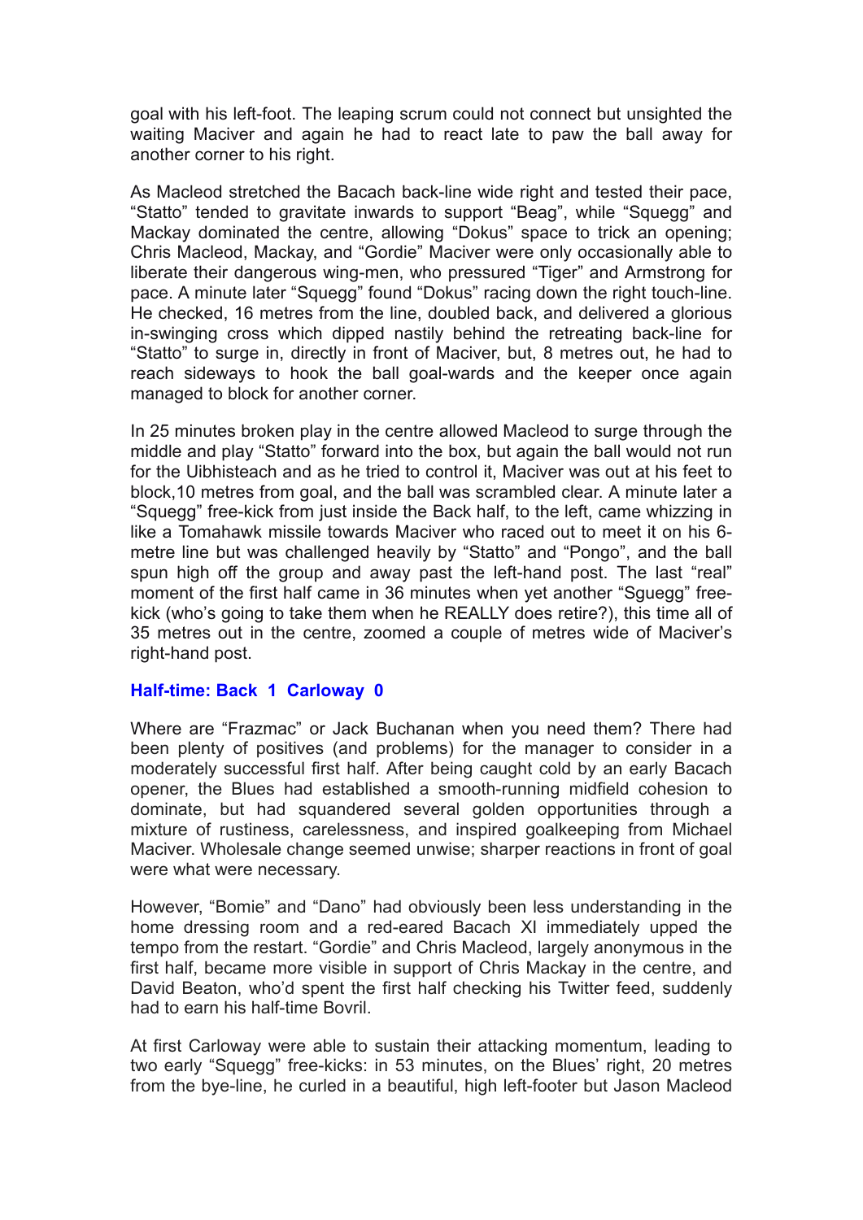goal with his left-foot. The leaping scrum could not connect but unsighted the waiting Maciver and again he had to react late to paw the ball away for another corner to his right.

As Macleod stretched the Bacach back-line wide right and tested their pace, "Statto" tended to gravitate inwards to support "Beag", while "Squegg" and Mackay dominated the centre, allowing "Dokus" space to trick an opening; Chris Macleod, Mackay, and "Gordie" Maciver were only occasionally able to liberate their dangerous wing-men, who pressured "Tiger" and Armstrong for pace. A minute later "Squegg" found "Dokus" racing down the right touch-line. He checked, 16 metres from the line, doubled back, and delivered a glorious in-swinging cross which dipped nastily behind the retreating back-line for "Statto" to surge in, directly in front of Maciver, but, 8 metres out, he had to reach sideways to hook the ball goal-wards and the keeper once again managed to block for another corner.

In 25 minutes broken play in the centre allowed Macleod to surge through the middle and play "Statto" forward into the box, but again the ball would not run for the Uibhisteach and as he tried to control it, Maciver was out at his feet to block,10 metres from goal, and the ball was scrambled clear. A minute later a "Squegg" free-kick from just inside the Back half, to the left, came whizzing in like a Tomahawk missile towards Maciver who raced out to meet it on his 6-metre line but was challenged heavily by "Statto" and "Pongo", and the ball spun high off the group and away past the left-hand post. The last "real" moment of the first half came in 36 minutes when yet another "Sguegg" free-kick (who's going to take them when he REALLY does retire?), this time all of 35 metres out in the centre, zoomed a couple of metres wide of Maciver's right-hand post.

**Half-time: Back 1 Carloway 0**

Where are "Frazmac" or Jack Buchanan when you need them? There had been plenty of positives (and problems) for the manager to consider in a moderately successful first half. After being caught cold by an early Bacach opener, the Blues had established a smooth-running midfield cohesion to dominate, but had squandered several golden opportunities through a mixture of rustiness, carelessness, and inspired goalkeeping from Michael Maciver. Wholesale change seemed unwise; sharper reactions in front of goal were what were necessary.

However, "Bomie" and "Dano" had obviously been less understanding in the home dressing room and a red-eared Bacach XI immediately upped the tempo from the restart. "Gordie" and Chris Macleod, largely anonymous in the first half, became more visible in support of Chris Mackay in the centre, and David Beaton, who'd spent the first half checking his Twitter feed, suddenly had to earn his half-time Bovril.

At first Carloway were able to sustain their attacking momentum, leading to two early "Squegg" free-kicks: in 53 minutes, on the Blues' right, 20 metres from the bye-line, he curled in a beautiful, high left-footer but Jason Macleod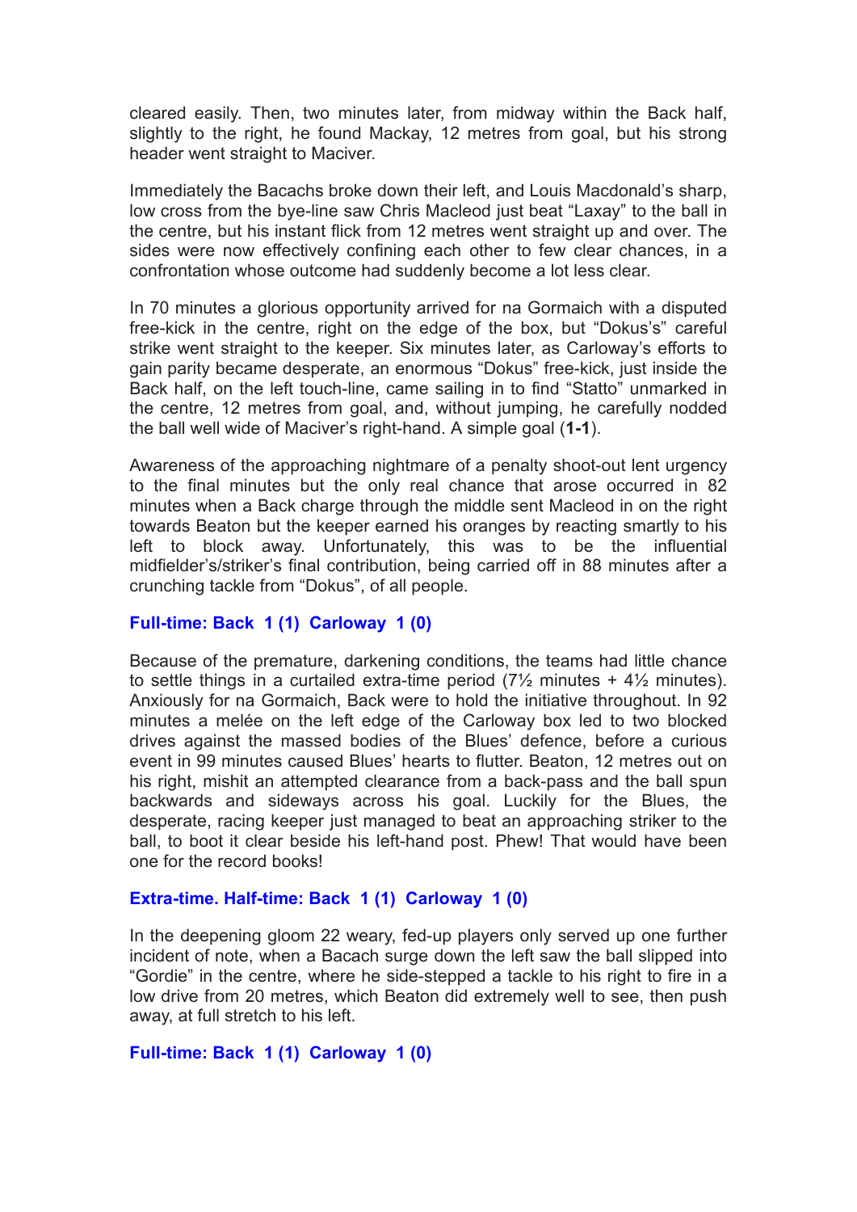cleared easily. Then, two minutes later, from midway within the Back half, slightly to the right, he found Mackay, 12 metres from goal, but his strong header went straight to Maciver.

Immediately the Bacachs broke down their left, and Louis Macdonald's sharp, low cross from the bye-line saw Chris Macleod just beat "Laxay" to the ball in the centre, but his instant flick from 12 metres went straight up and over. The sides were now effectively confining each other to few clear chances, in a confrontation whose outcome had suddenly become a lot less clear.

In 70 minutes a glorious opportunity arrived for na Gormaich with a disputed free-kick in the centre, right on the edge of the box, but "Dokus's" careful strike went straight to the keeper. Six minutes later, as Carloway's efforts to gain parity became desperate, an enormous "Dokus" free-kick, just inside the Back half, on the left touch-line, came sailing in to find "Statto" unmarked in the centre, 12 metres from goal, and, without jumping, he carefully nodded the ball well wide of Maciver's right-hand. A simple goal (**1-1**).

Awareness of the approaching nightmare of a penalty shoot-out lent urgency to the final minutes but the only real chance that arose occurred in 82 minutes when a Back charge through the middle sent Macleod in on the right towards Beaton but the keeper earned his oranges by reacting smartly to his left to block away. Unfortunately, this was to be the influential midfielder's/striker's final contribution, being carried off in 88 minutes after a crunching tackle from "Dokus", of all people.

**Full-time: Back 1 (1) Carloway 1 (0)**

Because of the premature, darkening conditions, the teams had little chance to settle things in a curtailed extra-time period (7½ minutes + 4½ minutes). Anxiously for na Gormaich, Back were to hold the initiative throughout. In 92 minutes a melée on the left edge of the Carloway box led to two blocked drives against the massed bodies of the Blues' defence, before a curious event in 99 minutes caused Blues' hearts to flutter. Beaton, 12 metres out on his right, mishit an attempted clearance from a back-pass and the ball spun backwards and sideways across his goal. Luckily for the Blues, the desperate, racing keeper just managed to beat an approaching striker to the ball, to boot it clear beside his left-hand post. Phew! That would have been one for the record books!

**Extra-time. Half-time: Back 1 (1) Carloway 1 (0)**

In the deepening gloom 22 weary, fed-up players only served up one further incident of note, when a Bacach surge down the left saw the ball slipped into "Gordie" in the centre, where he side-stepped a tackle to his right to fire in a low drive from 20 metres, which Beaton did extremely well to see, then push away, at full stretch to his left.

**Full-time: Back 1 (1) Carloway 1 (0)**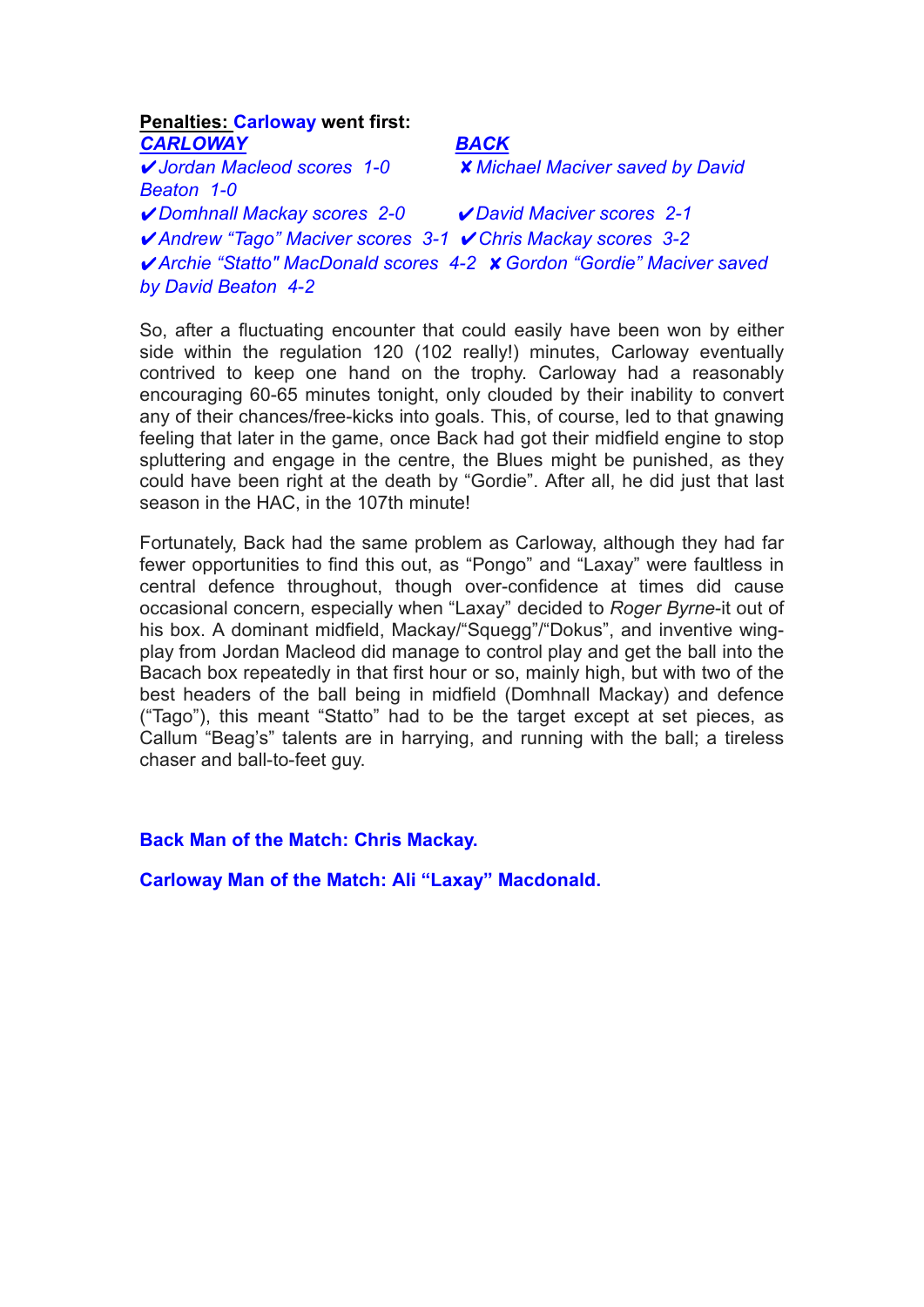**Penalties: Carloway went first:**

| *CARLOWAY* | *BACK* |
| --- | --- |
| *✔Jordan Macleod scores 1-0* | *✘Michael Maciver saved by David Beaton 1-0* |
| *✔Domhnall Mackay scores 2-0* | *✔David Maciver scores 2-1* |
| *✔Andrew “Tago” Maciver scores 3-1* | *✔Chris Mackay scores 3-2* |
| *✔Archie “Statto" MacDonald scores 4-2* | *✘Gordon “Gordie” Maciver saved by David Beaton 4-2* |

So, after a fluctuating encounter that could easily have been won by either side within the regulation 120 (102 really!) minutes, Carloway eventually contrived to keep one hand on the trophy. Carloway had a reasonably encouraging 60-65 minutes tonight, only clouded by their inability to convert any of their chances/free-kicks into goals. This, of course, led to that gnawing feeling that later in the game, once Back had got their midfield engine to stop spluttering and engage in the centre, the Blues might be punished, as they could have been right at the death by “Gordie”. After all, he did just that last season in the HAC, in the 107th minute!

Fortunately, Back had the same problem as Carloway, although they had far fewer opportunities to find this out, as “Pongo” and “Laxay” were faultless in central defence throughout, though over-confidence at times did cause occasional concern, especially when “Laxay” decided to *Roger Byrne*-it out of his box. A dominant midfield, Mackay/“Squegg”/“Dokus”, and inventive wing-play from Jordan Macleod did manage to control play and get the ball into the Bacach box repeatedly in that first hour or so, mainly high, but with two of the best headers of the ball being in midfield (Domhnall Mackay) and defence (“Tago”), this meant “Statto” had to be the target except at set pieces, as Callum “Beag’s” talents are in harrying, and running with the ball; a tireless chaser and ball-to-feet guy.

**Back Man of the Match: Chris Mackay.**

**Carloway Man of the Match: Ali “Laxay” Macdonald.**